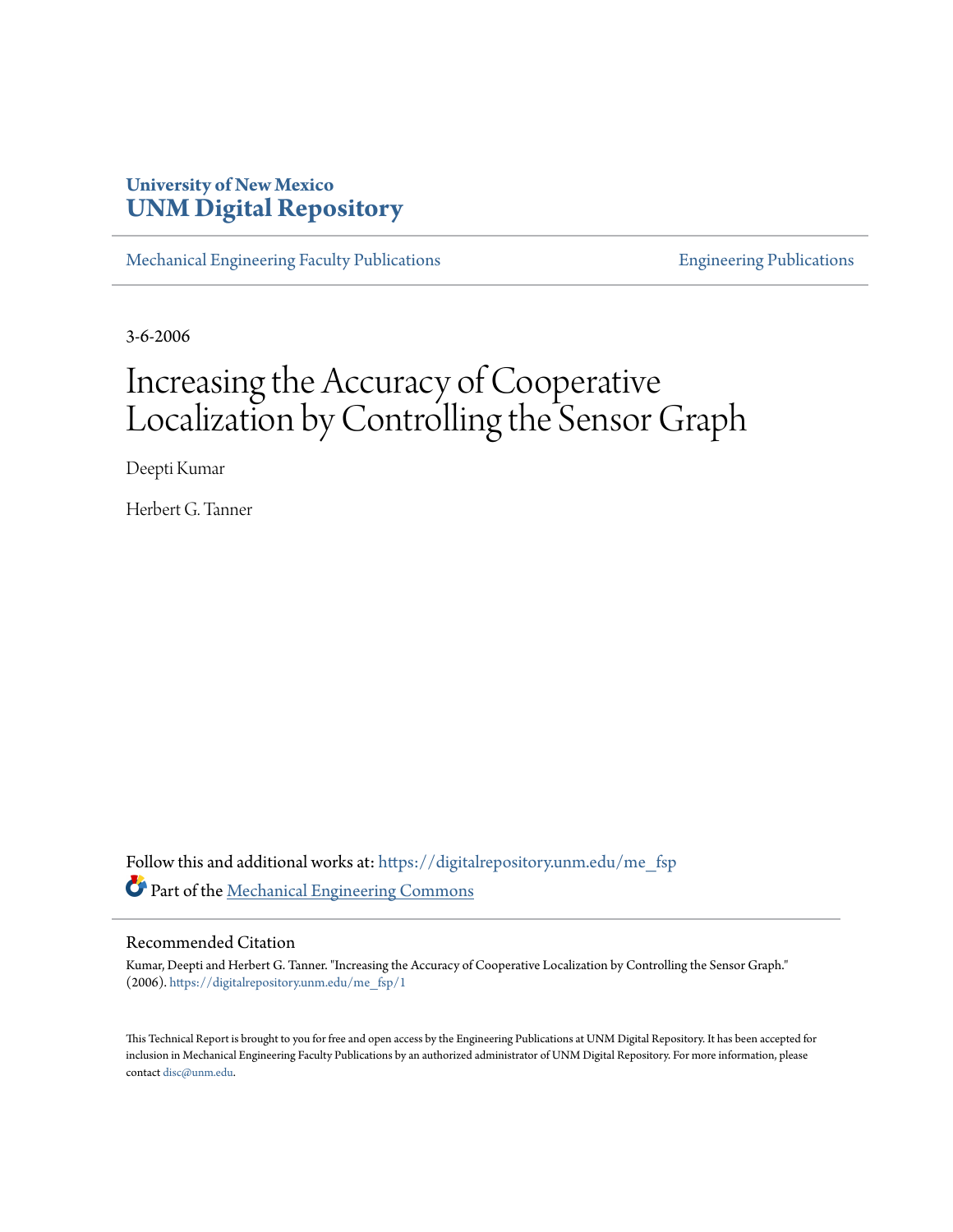University of New Mexico
**UNM Digital Repository**

Mechanical Engineering Faculty Publications | Engineering Publications

3-6-2006

# Increasing the Accuracy of Cooperative Localization by Controlling the Sensor Graph

Deepti Kumar

Herbert G. Tanner

Follow this and additional works at: https://digitalrepository.unm.edu/me_fsp

Part of the Mechanical Engineering Commons

## Recommended Citation

Kumar, Deepti and Herbert G. Tanner. "Increasing the Accuracy of Cooperative Localization by Controlling the Sensor Graph." (2006). https://digitalrepository.unm.edu/me_fsp/1

This Technical Report is brought to you for free and open access by the Engineering Publications at UNM Digital Repository. It has been accepted for inclusion in Mechanical Engineering Faculty Publications by an authorized administrator of UNM Digital Repository. For more information, please contact disc@unm.edu.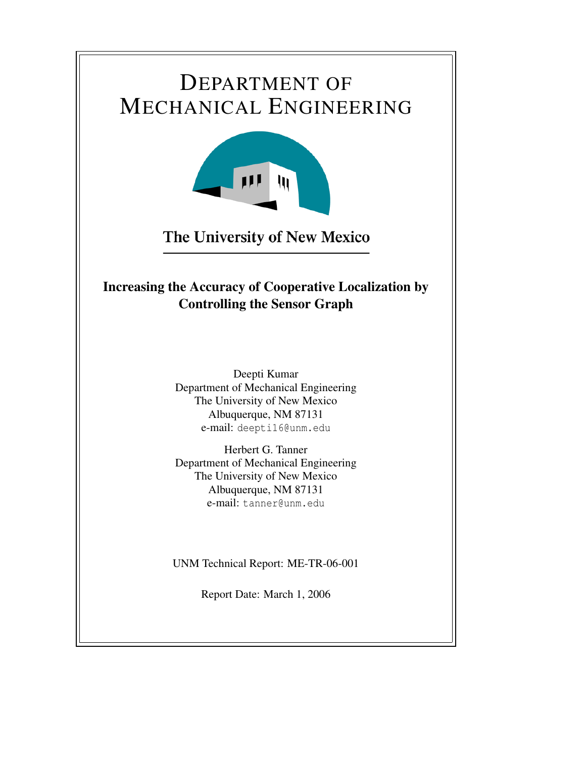# DEPARTMENT OF MECHANICAL ENGINEERING

**The University of New Mexico**

## Increasing the Accuracy of Cooperative Localization by Controlling the Sensor Graph

Deepti Kumar
Department of Mechanical Engineering
The University of New Mexico
Albuquerque, NM 87131
e-mail: `deepti16@unm.edu`

Herbert G. Tanner
Department of Mechanical Engineering
The University of New Mexico
Albuquerque, NM 87131
e-mail: `tanner@unm.edu`

UNM Technical Report: ME-TR-06-001

Report Date: March 1, 2006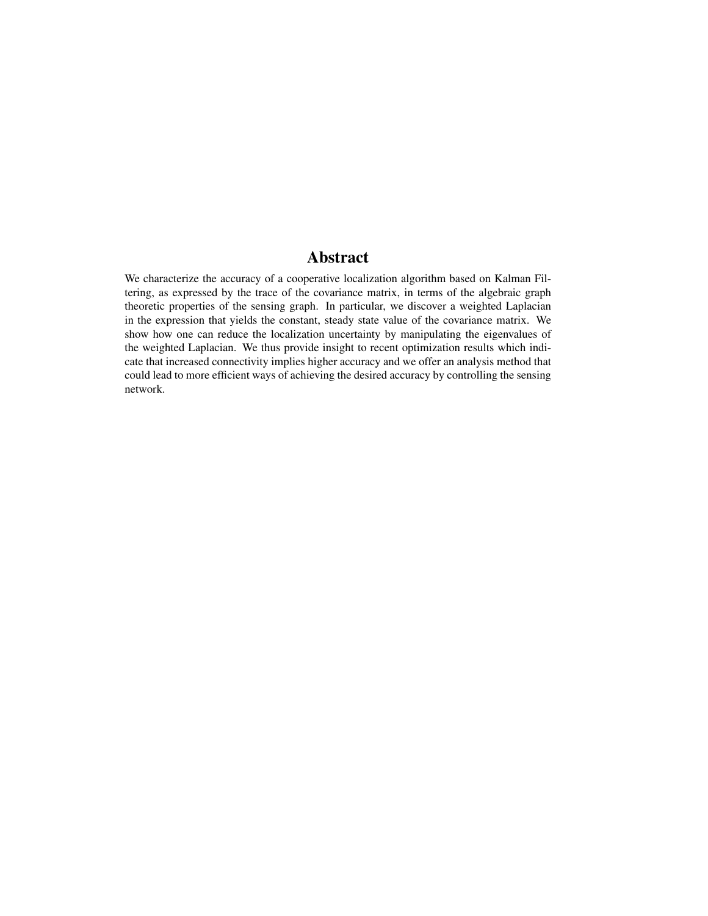# Abstract

We characterize the accuracy of a cooperative localization algorithm based on Kalman Filtering, as expressed by the trace of the covariance matrix, in terms of the algebraic graph theoretic properties of the sensing graph. In particular, we discover a weighted Laplacian in the expression that yields the constant, steady state value of the covariance matrix. We show how one can reduce the localization uncertainty by manipulating the eigenvalues of the weighted Laplacian. We thus provide insight to recent optimization results which indicate that increased connectivity implies higher accuracy and we offer an analysis method that could lead to more efficient ways of achieving the desired accuracy by controlling the sensing network.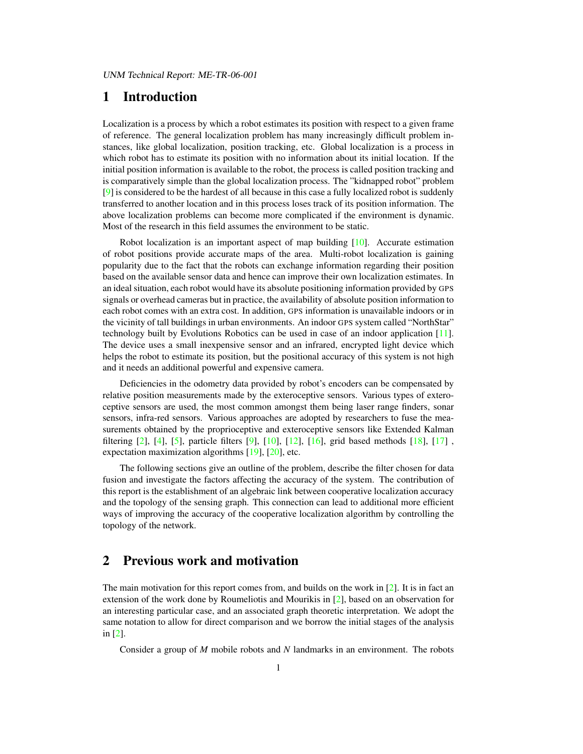## 1 Introduction

Localization is a process by which a robot estimates its position with respect to a given frame of reference. The general localization problem has many increasingly difficult problem instances, like global localization, position tracking, etc. Global localization is a process in which robot has to estimate its position with no information about its initial location. If the initial position information is available to the robot, the process is called position tracking and is comparatively simple than the global localization process. The "kidnapped robot" problem [9] is considered to be the hardest of all because in this case a fully localized robot is suddenly transferred to another location and in this process loses track of its position information. The above localization problems can become more complicated if the environment is dynamic. Most of the research in this field assumes the environment to be static.

Robot localization is an important aspect of map building [10]. Accurate estimation of robot positions provide accurate maps of the area. Multi-robot localization is gaining popularity due to the fact that the robots can exchange information regarding their position based on the available sensor data and hence can improve their own localization estimates. In an ideal situation, each robot would have its absolute positioning information provided by GPS signals or overhead cameras but in practice, the availability of absolute position information to each robot comes with an extra cost. In addition, GPS information is unavailable indoors or in the vicinity of tall buildings in urban environments. An indoor GPS system called "NorthStar" technology built by Evolutions Robotics can be used in case of an indoor application [11]. The device uses a small inexpensive sensor and an infrared, encrypted light device which helps the robot to estimate its position, but the positional accuracy of this system is not high and it needs an additional powerful and expensive camera.

Deficiencies in the odometry data provided by robot's encoders can be compensated by relative position measurements made by the exteroceptive sensors. Various types of exteroceptive sensors are used, the most common amongst them being laser range finders, sonar sensors, infra-red sensors. Various approaches are adopted by researchers to fuse the measurements obtained by the proprioceptive and exteroceptive sensors like Extended Kalman filtering [2], [4], [5], particle filters [9], [10], [12], [16], grid based methods [18], [17] , expectation maximization algorithms [19], [20], etc.

The following sections give an outline of the problem, describe the filter chosen for data fusion and investigate the factors affecting the accuracy of the system. The contribution of this report is the establishment of an algebraic link between cooperative localization accuracy and the topology of the sensing graph. This connection can lead to additional more efficient ways of improving the accuracy of the cooperative localization algorithm by controlling the topology of the network.

## 2 Previous work and motivation

The main motivation for this report comes from, and builds on the work in [2]. It is in fact an extension of the work done by Roumeliotis and Mourikis in [2], based on an observation for an interesting particular case, and an associated graph theoretic interpretation. We adopt the same notation to allow for direct comparison and we borrow the initial stages of the analysis in [2].

Consider a group of $M$ mobile robots and $N$ landmarks in an environment. The robots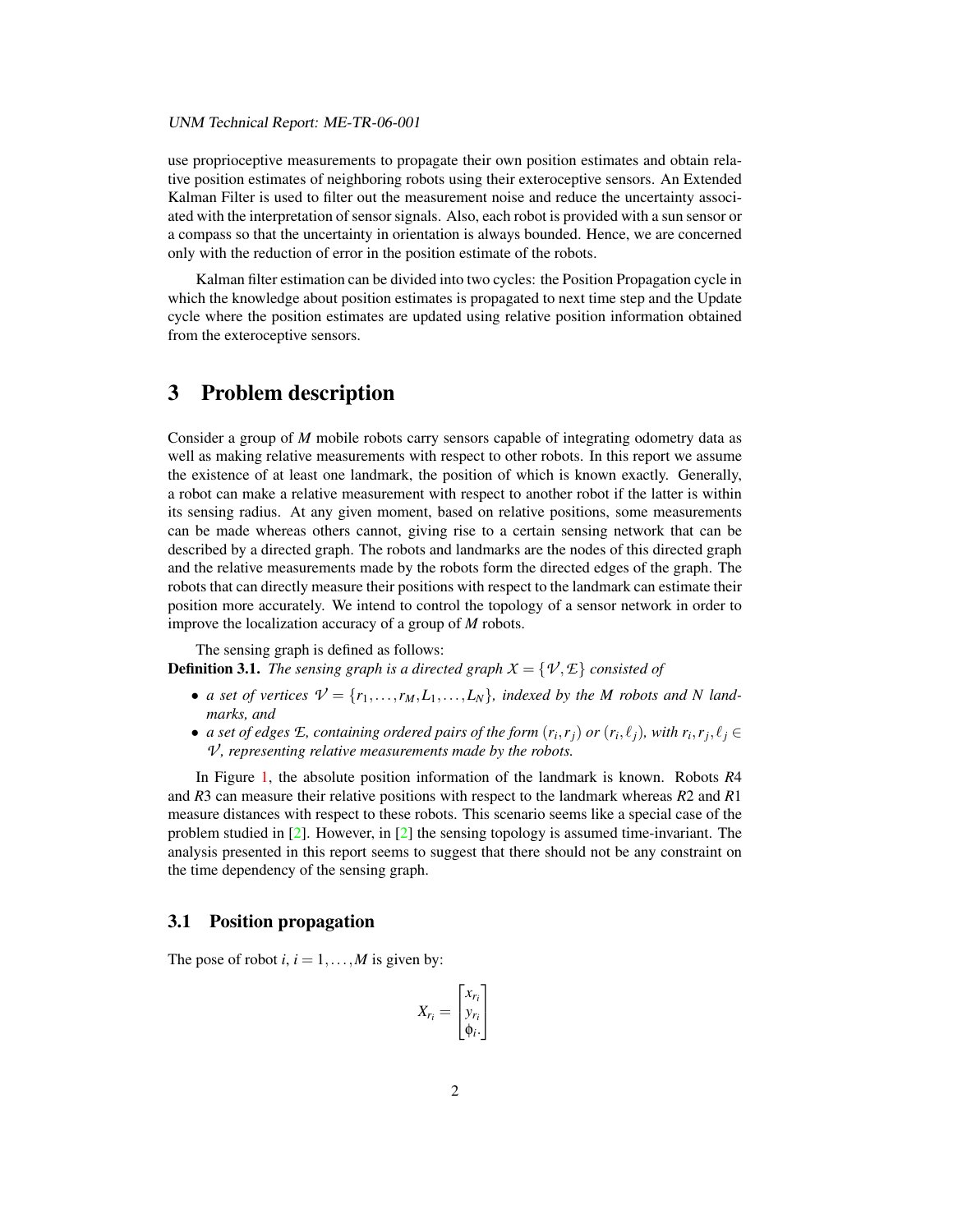use proprioceptive measurements to propagate their own position estimates and obtain relative position estimates of neighboring robots using their exteroceptive sensors. An Extended Kalman Filter is used to filter out the measurement noise and reduce the uncertainty associated with the interpretation of sensor signals. Also, each robot is provided with a sun sensor or a compass so that the uncertainty in orientation is always bounded. Hence, we are concerned only with the reduction of error in the position estimate of the robots.

Kalman filter estimation can be divided into two cycles: the Position Propagation cycle in which the knowledge about position estimates is propagated to next time step and the Update cycle where the position estimates are updated using relative position information obtained from the exteroceptive sensors.

# 3 Problem description

Consider a group of $M$ mobile robots carry sensors capable of integrating odometry data as well as making relative measurements with respect to other robots. In this report we assume the existence of at least one landmark, the position of which is known exactly. Generally, a robot can make a relative measurement with respect to another robot if the latter is within its sensing radius. At any given moment, based on relative positions, some measurements can be made whereas others cannot, giving rise to a certain sensing network that can be described by a directed graph. The robots and landmarks are the nodes of this directed graph and the relative measurements made by the robots form the directed edges of the graph. The robots that can directly measure their positions with respect to the landmark can estimate their position more accurately. We intend to control the topology of a sensor network in order to improve the localization accuracy of a group of $M$ robots.

The sensing graph is defined as follows:

**Definition 3.1.** *The sensing graph is a directed graph $\mathcal{X} = \{\mathcal{V}, \mathcal{E}\}$ consisted of*

- *a set of vertices $\mathcal{V} = \{r_1, \ldots, r_M, L_1, \ldots, L_N\}$, indexed by the M robots and N landmarks, and*
- *a set of edges $\mathcal{E}$, containing ordered pairs of the form $(r_i, r_j)$ or $(r_i, \ell_j)$, with $r_i, r_j, \ell_j \in \mathcal{V}$, representing relative measurements made by the robots.*

In Figure 1, the absolute position information of the landmark is known. Robots $R4$ and $R3$ can measure their relative positions with respect to the landmark whereas $R2$ and $R1$ measure distances with respect to these robots. This scenario seems like a special case of the problem studied in [2]. However, in [2] the sensing topology is assumed time-invariant. The analysis presented in this report seems to suggest that there should not be any constraint on the time dependency of the sensing graph.

## 3.1 Position propagation

The pose of robot $i$, $i = 1, \ldots, M$ is given by:

$$X_{r_i} = \begin{bmatrix} x_{r_i} \\ y_{r_i} \\ \phi_i. \end{bmatrix}$$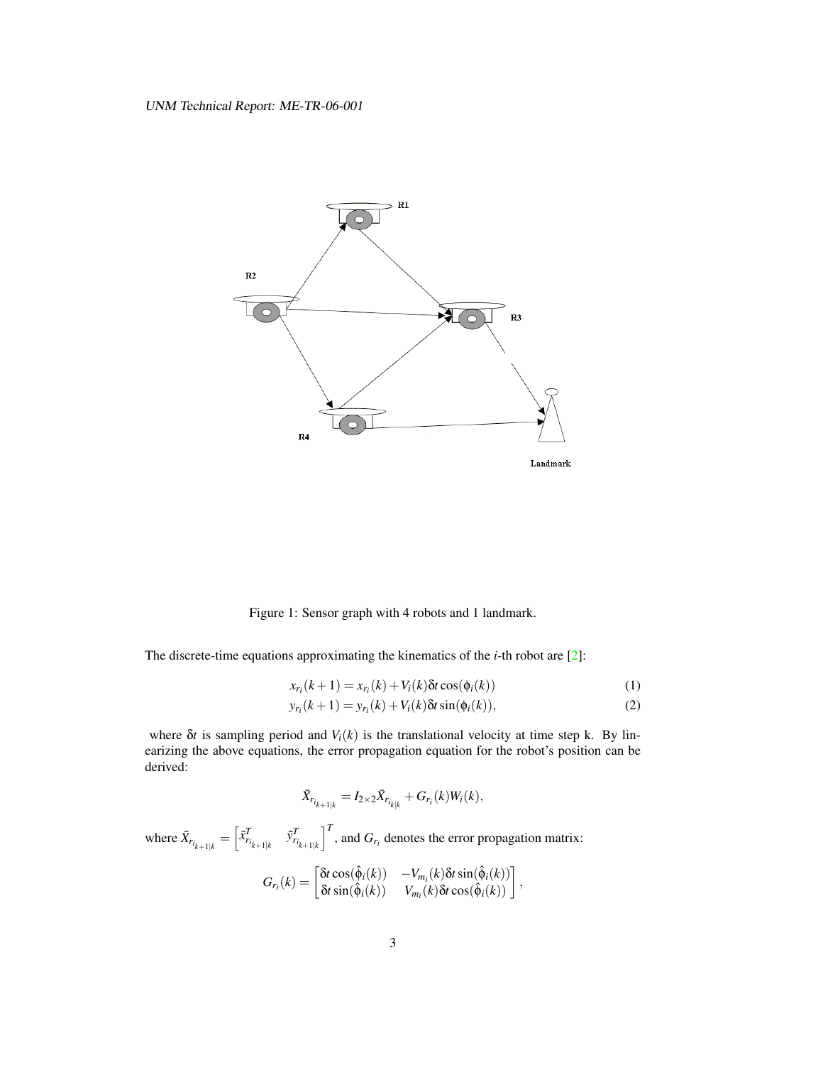Figure 1: Sensor graph with 4 robots and 1 landmark.

The discrete-time equations approximating the kinematics of the $i$-th robot are [2]:

$$x_{r_i}(k+1) = x_{r_i}(k) + V_i(k)\delta t \cos(\phi_i(k)) \tag{1}$$

$$y_{r_i}(k+1) = y_{r_i}(k) + V_i(k)\delta t \sin(\phi_i(k)), \tag{2}$$

where $\delta t$ is sampling period and $V_i(k)$ is the translational velocity at time step k. By linearizing the above equations, the error propagation equation for the robot's position can be derived:

$$\tilde{X}_{r_{i_{k+1|k}}} = I_{2\times 2}\tilde{X}_{r_{i_{k|k}}} + G_{r_i}(k)W_i(k),$$

where $\tilde{X}_{r_{i_{k+1|k}}} = \begin{bmatrix} \tilde{x}^T_{r_{i_{k+1|k}}} & \tilde{y}^T_{r_{i_{k+1|k}}} \end{bmatrix}^T$, and $G_{r_i}$ denotes the error propagation matrix:

$$G_{r_i}(k) = \begin{bmatrix} \delta t \cos(\hat{\phi}_i(k)) & -V_{m_i}(k)\delta t \sin(\hat{\phi}_i(k)) \\ \delta t \sin(\hat{\phi}_i(k)) & V_{m_i}(k)\delta t \cos(\hat{\phi}_i(k)) \end{bmatrix},$$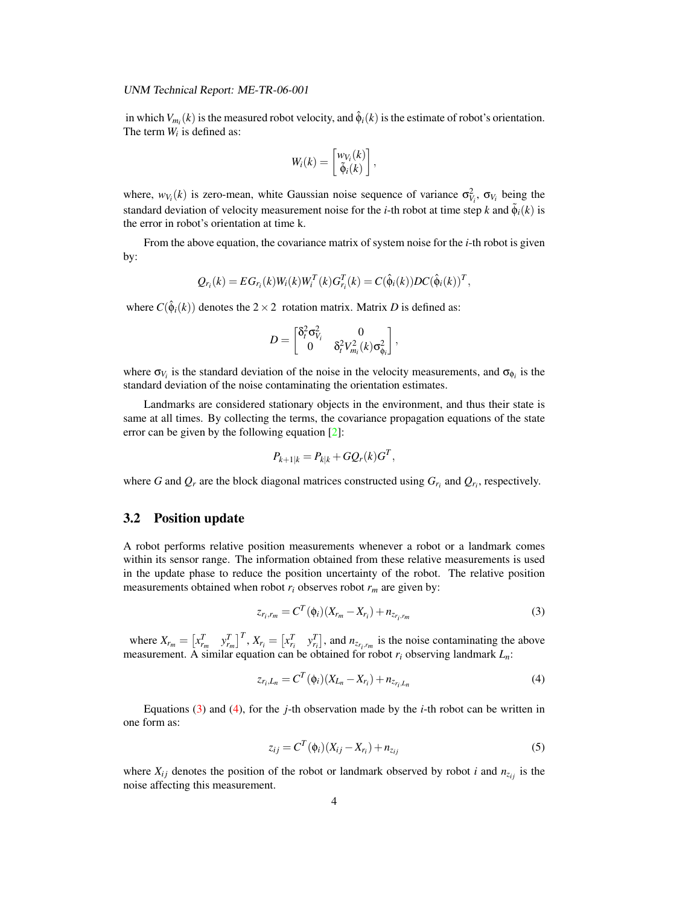in which $V_{m_i}(k)$ is the measured robot velocity, and $\hat{\phi}_i(k)$ is the estimate of robot's orientation. The term $W_i$ is defined as:

$$W_i(k) = \begin{bmatrix} w_{V_i}(k) \\ \tilde{\phi}_i(k) \end{bmatrix},$$

where, $w_{V_i}(k)$ is zero-mean, white Gaussian noise sequence of variance $\sigma_{V_i}^2$, $\sigma_{V_i}$ being the standard deviation of velocity measurement noise for the $i$-th robot at time step $k$ and $\tilde{\phi}_i(k)$ is the error in robot's orientation at time k.

From the above equation, the covariance matrix of system noise for the $i$-th robot is given by:

$$Q_{r_i}(k) = EG_{r_i}(k)W_i(k)W_i^T(k)G_{r_i}^T(k) = C(\hat{\phi}_i(k))DC(\hat{\phi}_i(k))^T,$$

where $C(\hat{\phi}_i(k))$ denotes the $2 \times 2$ rotation matrix. Matrix $D$ is defined as:

$$D = \begin{bmatrix} \delta_t^2 \sigma_{V_i}^2 & 0 \\ 0 & \delta_t^2 V_{m_i}^2(k) \sigma_{\phi_i}^2 \end{bmatrix},$$

where $\sigma_{V_i}$ is the standard deviation of the noise in the velocity measurements, and $\sigma_{\phi_i}$ is the standard deviation of the noise contaminating the orientation estimates.

Landmarks are considered stationary objects in the environment, and thus their state is same at all times. By collecting the terms, the covariance propagation equations of the state error can be given by the following equation [2]:

$$P_{k+1|k} = P_{k|k} + GQ_r(k)G^T,$$

where $G$ and $Q_r$ are the block diagonal matrices constructed using $G_{r_i}$ and $Q_{r_i}$, respectively.

## 3.2 Position update

A robot performs relative position measurements whenever a robot or a landmark comes within its sensor range. The information obtained from these relative measurements is used in the update phase to reduce the position uncertainty of the robot. The relative position measurements obtained when robot $r_i$ observes robot $r_m$ are given by:

$$z_{r_i,r_m} = C^T(\phi_i)(X_{r_m} - X_{r_i}) + n_{z_{r_i,r_m}} \tag{3}$$

where $X_{r_m} = \begin{bmatrix} x_{r_m}^T & y_{r_m}^T \end{bmatrix}^T$, $X_{r_i} = \begin{bmatrix} x_{r_i}^T & y_{r_i}^T \end{bmatrix}$, and $n_{z_{r_i,r_m}}$ is the noise contaminating the above measurement. A similar equation can be obtained for robot $r_i$ observing landmark $L_n$:

$$z_{r_i,L_n} = C^T(\phi_i)(X_{L_n} - X_{r_i}) + n_{z_{r_i,L_n}} \tag{4}$$

Equations (3) and (4), for the $j$-th observation made by the $i$-th robot can be written in one form as:

$$z_{ij} = C^T(\phi_i)(X_{ij} - X_{r_i}) + n_{z_{ij}} \tag{5}$$

where $X_{ij}$ denotes the position of the robot or landmark observed by robot $i$ and $n_{z_{ij}}$ is the noise affecting this measurement.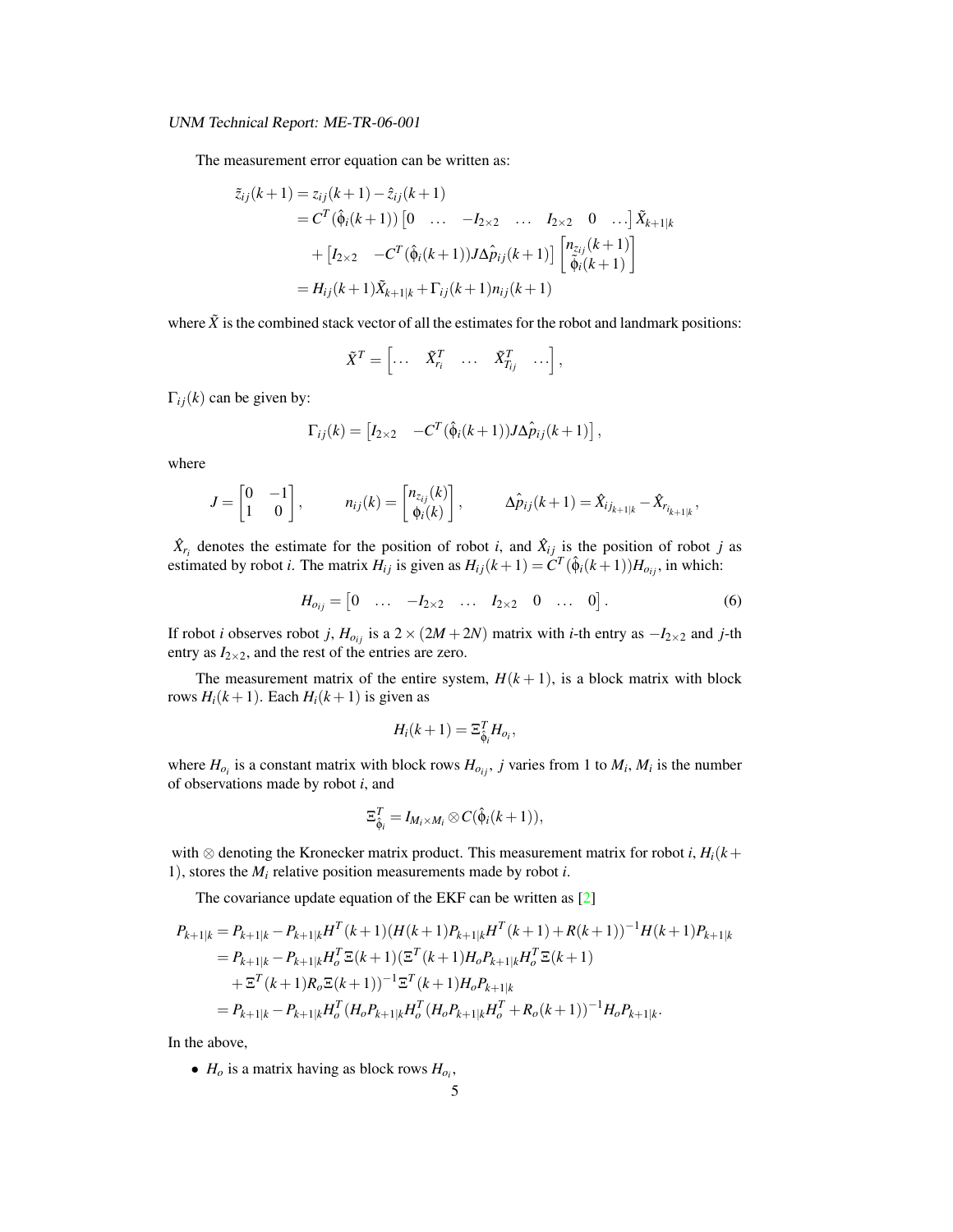The measurement error equation can be written as:

$$
\begin{aligned}
\tilde{z}_{ij}(k+1) &= z_{ij}(k+1) - \hat{z}_{ij}(k+1) \\
&= C^T(\hat{\phi}_i(k+1)) \begin{bmatrix} 0 & \dots & -I_{2\times 2} & \dots & I_{2\times 2} & 0 & \dots \end{bmatrix} \tilde{X}_{k+1|k} \\
&\quad + \begin{bmatrix} I_{2\times 2} & -C^T(\hat{\phi}_i(k+1)) J \Delta \hat{p}_{ij}(k+1) \end{bmatrix} \begin{bmatrix} n_{z_{ij}}(k+1) \\ \tilde{\phi}_i(k+1) \end{bmatrix} \\
&= H_{ij}(k+1)\tilde{X}_{k+1|k} + \Gamma_{ij}(k+1) n_{ij}(k+1)
\end{aligned}
$$

where $\tilde{X}$ is the combined stack vector of all the estimates for the robot and landmark positions:

$$
\tilde{X}^T = \begin{bmatrix} \dots & \tilde{X}_{r_i}^T & \dots & \tilde{X}_{T_{ij}}^T & \dots \end{bmatrix},
$$

$\Gamma_{ij}(k)$ can be given by:

$$
\Gamma_{ij}(k) = \begin{bmatrix} I_{2\times 2} & -C^T(\hat{\phi}_i(k+1)) J \Delta \hat{p}_{ij}(k+1) \end{bmatrix},
$$

where

$$
J = \begin{bmatrix} 0 & -1 \\ 1 & 0 \end{bmatrix}, \qquad n_{ij}(k) = \begin{bmatrix} n_{z_{ij}}(k) \\ \phi_i(k) \end{bmatrix}, \qquad \Delta \hat{p}_{ij}(k+1) = \hat{X}_{ij_{k+1|k}} - \hat{X}_{r_{i_{k+1|k}}},
$$

$\hat{X}_{r_i}$ denotes the estimate for the position of robot $i$, and $\hat{X}_{ij}$ is the position of robot $j$ as estimated by robot $i$. The matrix $H_{ij}$ is given as $H_{ij}(k+1) = C^T(\hat{\phi}_i(k+1))H_{o_{ij}}$, in which:

$$
H_{o_{ij}} = \begin{bmatrix} 0 & \dots & -I_{2\times 2} & \dots & I_{2\times 2} & 0 & \dots & 0 \end{bmatrix}. \tag{6}
$$

If robot $i$ observes robot $j$, $H_{o_{ij}}$ is a $2 \times (2M+2N)$ matrix with $i$-th entry as $-I_{2\times 2}$ and $j$-th entry as $I_{2\times 2}$, and the rest of the entries are zero.

The measurement matrix of the entire system, $H(k+1)$, is a block matrix with block rows $H_i(k+1)$. Each $H_i(k+1)$ is given as

$$
H_i(k+1) = \Xi_{\hat{\phi}_i}^T H_{o_i},
$$

where $H_{o_i}$ is a constant matrix with block rows $H_{o_{ij}}$, $j$ varies from 1 to $M_i$, $M_i$ is the number of observations made by robot $i$, and

$$
\Xi_{\hat{\phi}_i}^T = I_{M_i \times M_i} \otimes C(\hat{\phi}_i(k+1)),
$$

with $\otimes$ denoting the Kronecker matrix product. This measurement matrix for robot $i$, $H_i(k+1)$, stores the $M_i$ relative position measurements made by robot $i$.

The covariance update equation of the EKF can be written as [2]

$$
\begin{aligned}
P_{k+1|k} &= P_{k+1|k} - P_{k+1|k}H^T(k+1)(H(k+1)P_{k+1|k}H^T(k+1) + R(k+1))^{-1}H(k+1)P_{k+1|k} \\
&= P_{k+1|k} - P_{k+1|k}H_o^T \Xi(k+1)(\Xi^T(k+1)H_o P_{k+1|k} H_o^T \Xi(k+1) \\
&\quad + \Xi^T(k+1)R_o \Xi(k+1))^{-1} \Xi^T(k+1) H_o P_{k+1|k} \\
&= P_{k+1|k} - P_{k+1|k}H_o^T(H_o P_{k+1|k} H_o^T (H_o P_{k+1|k} H_o^T + R_o(k+1))^{-1} H_o P_{k+1|k}.
\end{aligned}
$$

In the above,

- $H_o$ is a matrix having as block rows $H_{o_i}$,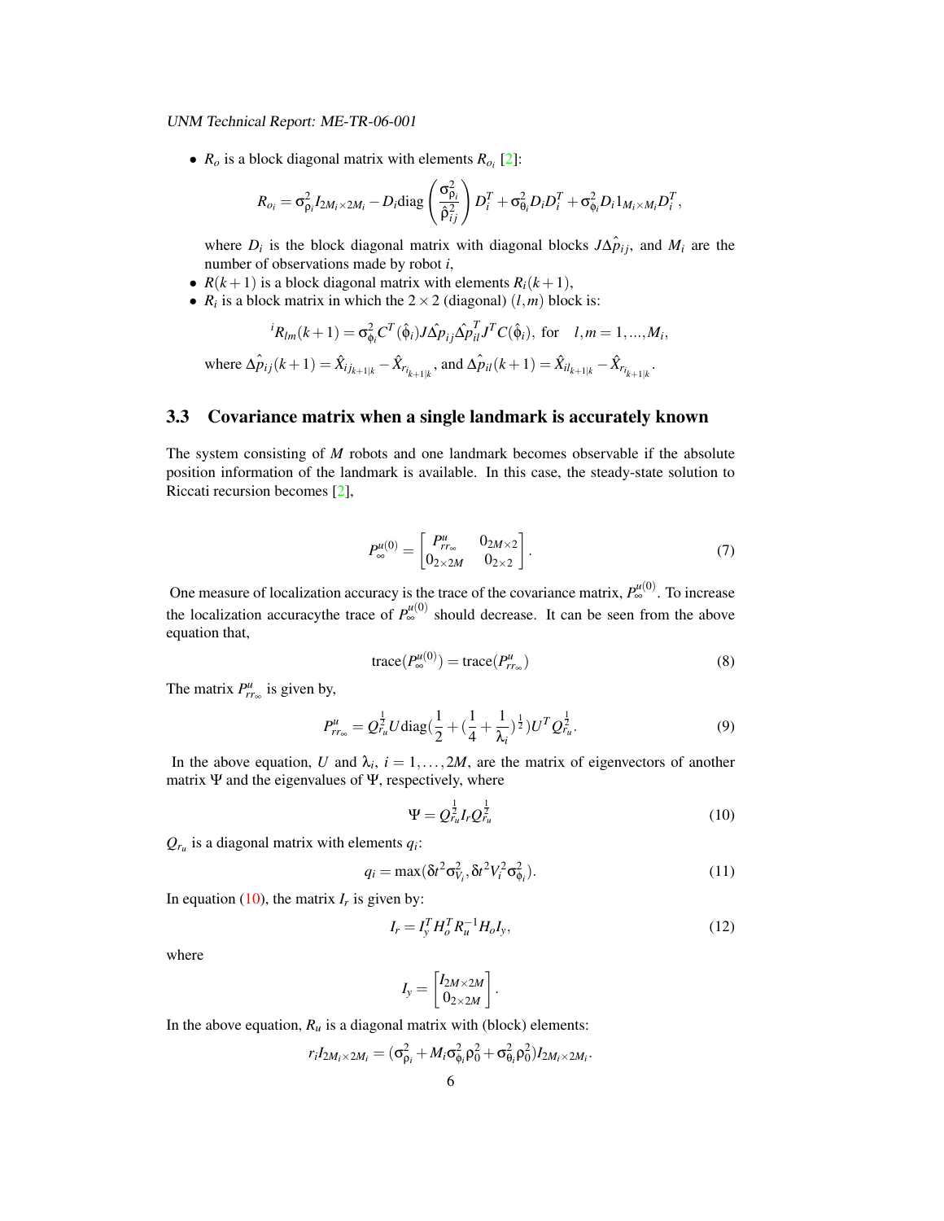- $R_o$ is a block diagonal matrix with elements $R_{o_i}$ [2]:

$$R_{o_i} = \sigma_{\rho_i}^2 I_{2M_i \times 2M_i} - D_i \mathrm{diag}\left(\frac{\sigma_{\rho_i}^2}{\hat{\rho}_{ij}^2}\right) D_i^T + \sigma_{\theta_i}^2 D_i D_i^T + \sigma_{\phi_i}^2 D_i 1_{M_i \times M_i} D_i^T,$$

  where $D_i$ is the block diagonal matrix with diagonal blocks $J\Delta\hat{p}_{ij}$, and $M_i$ are the number of observations made by robot $i$,
- $R(k+1)$ is a block diagonal matrix with elements $R_i(k+1)$,
- $R_i$ is a block matrix in which the $2\times 2$ (diagonal) $(l,m)$ block is:

$${}^{i}R_{lm}(k+1) = \sigma_{\phi_i}^2 C^T(\hat{\phi}_i) J \Delta\hat{p}_{ij} \Delta\hat{p}_{il}^T J^T C(\hat{\phi}_i), \text{ for } \quad l,m = 1,\ldots,M_i,$$

  where $\Delta\hat{p}_{ij}(k+1) = \hat{X}_{ij_{k+1|k}} - \hat{X}_{r_{i_{k+1|k}}}$, and $\Delta\hat{p}_{il}(k+1) = \hat{X}_{il_{k+1|k}} - \hat{X}_{r_{i_{k+1|k}}}$.

## 3.3 Covariance matrix when a single landmark is accurately known

The system consisting of $M$ robots and one landmark becomes observable if the absolute position information of the landmark is available. In this case, the steady-state solution to Riccati recursion becomes [2],

$$P_\infty^{u(0)} = \begin{bmatrix} P_{rr_\infty}^u & 0_{2M\times 2} \\ 0_{2\times 2M} & 0_{2\times 2} \end{bmatrix}. \tag{7}$$

One measure of localization accuracy is the trace of the covariance matrix, $P_\infty^{u(0)}$. To increase the localization accuracythe trace of $P_\infty^{u(0)}$ should decrease. It can be seen from the above equation that,

$$\mathrm{trace}(P_\infty^{u(0)}) = \mathrm{trace}(P_{rr_\infty}^u) \tag{8}$$

The matrix $P_{rr_\infty}^u$ is given by,

$$P_{rr_\infty}^u = Q_{r_u}^{\frac{1}{2}} U \mathrm{diag}\left(\frac{1}{2} + \left(\frac{1}{4} + \frac{1}{\lambda_i}\right)^{\frac{1}{2}}\right) U^T Q_{r_u}^{\frac{1}{2}}. \tag{9}$$

In the above equation, $U$ and $\lambda_i$, $i = 1,\ldots,2M$, are the matrix of eigenvectors of another matrix $\Psi$ and the eigenvalues of $\Psi$, respectively, where

$$\Psi = Q_{r_u}^{\frac{1}{2}} I_r Q_{r_u}^{\frac{1}{2}} \tag{10}$$

$Q_{r_u}$ is a diagonal matrix with elements $q_i$:

$$q_i = \max(\delta t^2 \sigma_{V_i}^2, \delta t^2 V_i^2 \sigma_{\phi_i}^2). \tag{11}$$

In equation (10), the matrix $I_r$ is given by:

$$I_r = I_y^T H_o^T R_u^{-1} H_o I_y, \tag{12}$$

where

$$I_y = \begin{bmatrix} I_{2M\times 2M} \\ 0_{2\times 2M} \end{bmatrix}.$$

In the above equation, $R_u$ is a diagonal matrix with (block) elements:

$$r_i I_{2M_i\times 2M_i} = (\sigma_{\rho_i}^2 + M_i \sigma_{\phi_i}^2 \rho_0^2 + \sigma_{\theta_i}^2 \rho_0^2) I_{2M_i\times 2M_i}.$$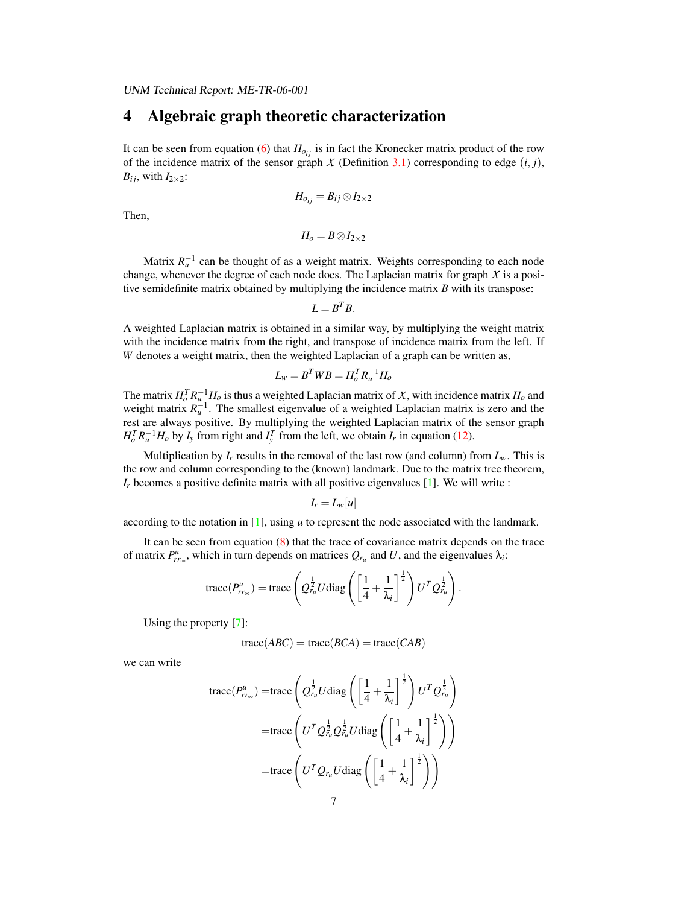# 4 Algebraic graph theoretic characterization

It can be seen from equation (6) that $H_{o_{ij}}$ is in fact the Kronecker matrix product of the row of the incidence matrix of the sensor graph $\mathcal{X}$ (Definition 3.1) corresponding to edge $(i, j)$, $B_{ij}$, with $I_{2\times 2}$:

$$H_{o_{ij}} = B_{ij} \otimes I_{2\times 2}$$

Then,

$$H_o = B \otimes I_{2\times 2}$$

Matrix $R_u^{-1}$ can be thought of as a weight matrix. Weights corresponding to each node change, whenever the degree of each node does. The Laplacian matrix for graph $\mathcal{X}$ is a positive semidefinite matrix obtained by multiplying the incidence matrix $B$ with its transpose:

$$L = B^T B.$$

A weighted Laplacian matrix is obtained in a similar way, by multiplying the weight matrix with the incidence matrix from the right, and transpose of incidence matrix from the left. If $W$ denotes a weight matrix, then the weighted Laplacian of a graph can be written as,

$$L_w = B^T W B = H_o^T R_u^{-1} H_o$$

The matrix $H_o^T R_u^{-1} H_o$ is thus a weighted Laplacian matrix of $\mathcal{X}$, with incidence matrix $H_o$ and weight matrix $R_u^{-1}$. The smallest eigenvalue of a weighted Laplacian matrix is zero and the rest are always positive. By multiplying the weighted Laplacian matrix of the sensor graph $H_o^T R_u^{-1} H_o$ by $I_y$ from right and $I_y^T$ from the left, we obtain $I_r$ in equation (12).

Multiplication by $I_r$ results in the removal of the last row (and column) from $L_w$. This is the row and column corresponding to the (known) landmark. Due to the matrix tree theorem, $I_r$ becomes a positive definite matrix with all positive eigenvalues [1]. We will write :

$$I_r = L_w[u]$$

according to the notation in [1], using $u$ to represent the node associated with the landmark.

It can be seen from equation (8) that the trace of covariance matrix depends on the trace of matrix $P^u_{rr_\infty}$, which in turn depends on matrices $Q_{r_u}$ and $U$, and the eigenvalues $\lambda_i$:

$$\text{trace}(P^u_{rr_\infty}) = \text{trace}\left( Q_{r_u}^{\frac{1}{2}} U \,\text{diag}\left( \left[ \frac{1}{4} + \frac{1}{\lambda_i} \right]^{\frac{1}{2}} \right) U^T Q_{r_u}^{\frac{1}{2}} \right).$$

Using the property [7]:

$$\text{trace}(ABC) = \text{trace}(BCA) = \text{trace}(CAB)$$

we can write

$$\begin{aligned}
\text{trace}(P^u_{rr_\infty}) =& \text{trace}\left( Q_{r_u}^{\frac{1}{2}} U \,\text{diag}\left( \left[ \frac{1}{4} + \frac{1}{\lambda_i} \right]^{\frac{1}{2}} \right) U^T Q_{r_u}^{\frac{1}{2}} \right) \\
=& \text{trace}\left( U^T Q_{r_u}^{\frac{1}{2}} Q_{r_u}^{\frac{1}{2}} U \,\text{diag}\left( \left[ \frac{1}{4} + \frac{1}{\lambda_i} \right]^{\frac{1}{2}} \right) \right) \\
=& \text{trace}\left( U^T Q_{r_u} U \,\text{diag}\left( \left[ \frac{1}{4} + \frac{1}{\lambda_i} \right]^{\frac{1}{2}} \right) \right)
\end{aligned}$$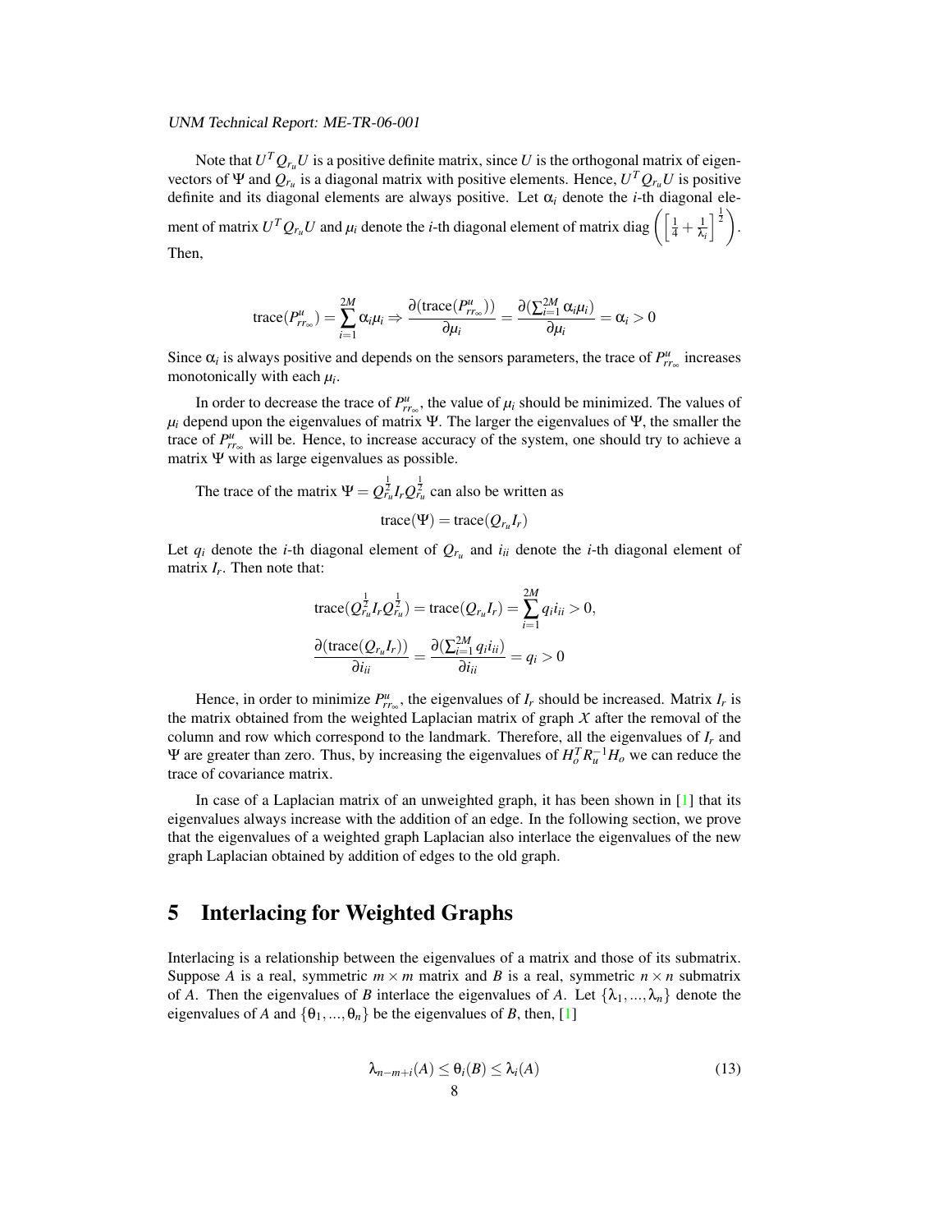Note that $U^T Q_{r_u} U$ is a positive definite matrix, since $U$ is the orthogonal matrix of eigenvectors of $\Psi$ and $Q_{r_u}$ is a diagonal matrix with positive elements. Hence, $U^T Q_{r_u} U$ is positive definite and its diagonal elements are always positive. Let $\alpha_i$ denote the $i$-th diagonal element of matrix $U^T Q_{r_u} U$ and $\mu_i$ denote the $i$-th diagonal element of matrix $\text{diag}\left(\left[\frac{1}{4}+\frac{1}{\lambda_i}\right]^{\frac{1}{2}}\right)$. Then,

$$\text{trace}(P^u_{rr_\infty}) = \sum_{i=1}^{2M} \alpha_i \mu_i \Rightarrow \frac{\partial(\text{trace}(P^u_{rr_\infty}))}{\partial \mu_i} = \frac{\partial(\sum_{i=1}^{2M} \alpha_i \mu_i)}{\partial \mu_i} = \alpha_i > 0$$

Since $\alpha_i$ is always positive and depends on the sensors parameters, the trace of $P^u_{rr_\infty}$ increases monotonically with each $\mu_i$.

In order to decrease the trace of $P^u_{rr_\infty}$, the value of $\mu_i$ should be minimized. The values of $\mu_i$ depend upon the eigenvalues of matrix $\Psi$. The larger the eigenvalues of $\Psi$, the smaller the trace of $P^u_{rr_\infty}$ will be. Hence, to increase accuracy of the system, one should try to achieve a matrix $\Psi$ with as large eigenvalues as possible.

The trace of the matrix $\Psi = Q_{r_u}^{\frac{1}{2}} I_r Q_{r_u}^{\frac{1}{2}}$ can also be written as

$$\text{trace}(\Psi) = \text{trace}(Q_{r_u} I_r)$$

Let $q_i$ denote the $i$-th diagonal element of $Q_{r_u}$ and $i_{ii}$ denote the $i$-th diagonal element of matrix $I_r$. Then note that:

$$\text{trace}(Q_{r_u}^{\frac{1}{2}} I_r Q_{r_u}^{\frac{1}{2}}) = \text{trace}(Q_{r_u} I_r) = \sum_{i=1}^{2M} q_i i_{ii} > 0,$$

$$\frac{\partial(\text{trace}(Q_{r_u} I_r))}{\partial i_{ii}} = \frac{\partial(\sum_{i=1}^{2M} q_i i_{ii})}{\partial i_{ii}} = q_i > 0$$

Hence, in order to minimize $P^u_{rr_\infty}$, the eigenvalues of $I_r$ should be increased. Matrix $I_r$ is the matrix obtained from the weighted Laplacian matrix of graph $X$ after the removal of the column and row which correspond to the landmark. Therefore, all the eigenvalues of $I_r$ and $\Psi$ are greater than zero. Thus, by increasing the eigenvalues of $H_o^T R_u^{-1} H_o$ we can reduce the trace of covariance matrix.

In case of a Laplacian matrix of an unweighted graph, it has been shown in [1] that its eigenvalues always increase with the addition of an edge. In the following section, we prove that the eigenvalues of a weighted graph Laplacian also interlace the eigenvalues of the new graph Laplacian obtained by addition of edges to the old graph.

## 5 Interlacing for Weighted Graphs

Interlacing is a relationship between the eigenvalues of a matrix and those of its submatrix. Suppose $A$ is a real, symmetric $m \times m$ matrix and $B$ is a real, symmetric $n \times n$ submatrix of $A$. Then the eigenvalues of $B$ interlace the eigenvalues of $A$. Let $\{\lambda_1, ..., \lambda_n\}$ denote the eigenvalues of $A$ and $\{\theta_1, ..., \theta_n\}$ be the eigenvalues of $B$, then, [1]

$$\lambda_{n-m+i}(A) \leq \theta_i(B) \leq \lambda_i(A) \tag{13}$$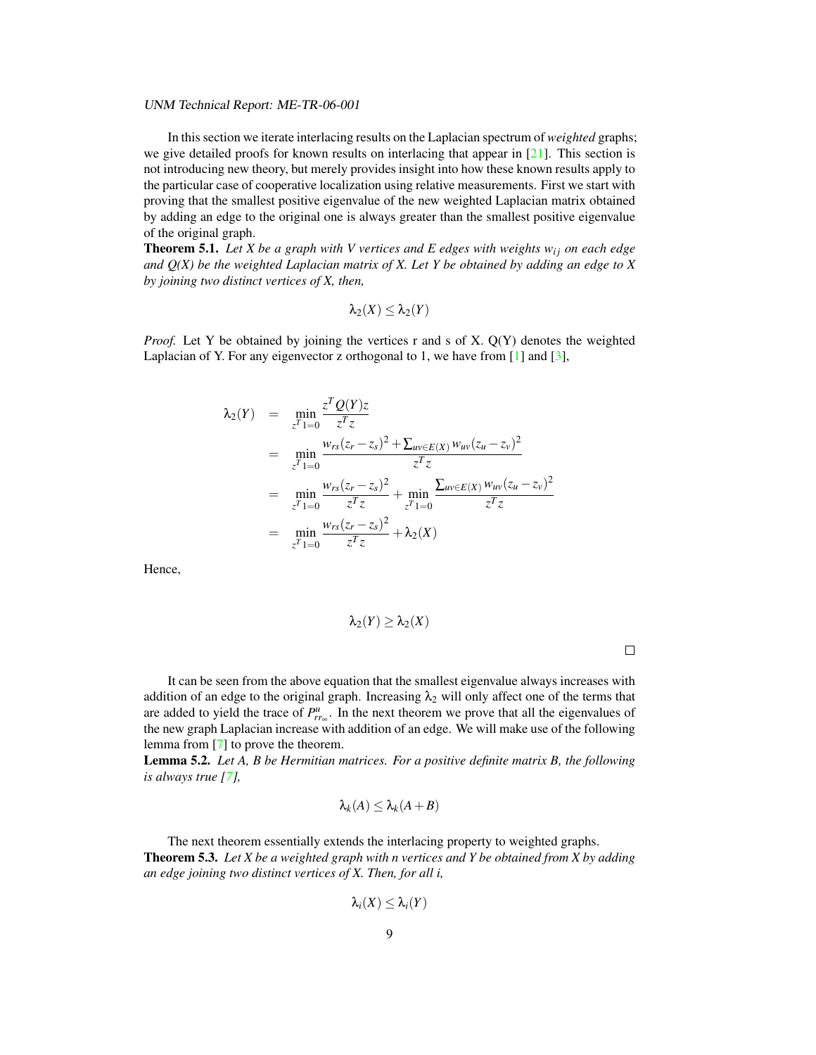In this section we iterate interlacing results on the Laplacian spectrum of *weighted* graphs; we give detailed proofs for known results on interlacing that appear in [21]. This section is not introducing new theory, but merely provides insight into how these known results apply to the particular case of cooperative localization using relative measurements. First we start with proving that the smallest positive eigenvalue of the new weighted Laplacian matrix obtained by adding an edge to the original one is always greater than the smallest positive eigenvalue of the original graph.

**Theorem 5.1.** *Let X be a graph with V vertices and E edges with weights $w_{ij}$ on each edge and Q(X) be the weighted Laplacian matrix of X. Let Y be obtained by adding an edge to X by joining two distinct vertices of X, then,*

$$\lambda_2(X) \leq \lambda_2(Y)$$

*Proof.* Let Y be obtained by joining the vertices r and s of X. Q(Y) denotes the weighted Laplacian of Y. For any eigenvector z orthogonal to 1, we have from [1] and [3],

$$\begin{aligned}
\lambda_2(Y) &= \min_{z^T 1=0} \frac{z^T Q(Y) z}{z^T z} \\
&= \min_{z^T 1=0} \frac{w_{rs}(z_r - z_s)^2 + \sum_{uv \in E(X)} w_{uv}(z_u - z_v)^2}{z^T z} \\
&= \min_{z^T 1=0} \frac{w_{rs}(z_r - z_s)^2}{z^T z} + \min_{z^T 1=0} \frac{\sum_{uv \in E(X)} w_{uv}(z_u - z_v)^2}{z^T z} \\
&= \min_{z^T 1=0} \frac{w_{rs}(z_r - z_s)^2}{z^T z} + \lambda_2(X)
\end{aligned}$$

Hence,

$$\lambda_2(Y) \geq \lambda_2(X)$$

□

It can be seen from the above equation that the smallest eigenvalue always increases with addition of an edge to the original graph. Increasing $\lambda_2$ will only affect one of the terms that are added to yield the trace of $P^u_{rr_\infty}$. In the next theorem we prove that all the eigenvalues of the new graph Laplacian increase with addition of an edge. We will make use of the following lemma from [7] to prove the theorem.

**Lemma 5.2.** *Let A, B be Hermitian matrices. For a positive definite matrix B, the following is always true [7],*

$$\lambda_k(A) \leq \lambda_k(A+B)$$

The next theorem essentially extends the interlacing property to weighted graphs.

**Theorem 5.3.** *Let X be a weighted graph with n vertices and Y be obtained from X by adding an edge joining two distinct vertices of X. Then, for all i,*

$$\lambda_i(X) \leq \lambda_i(Y)$$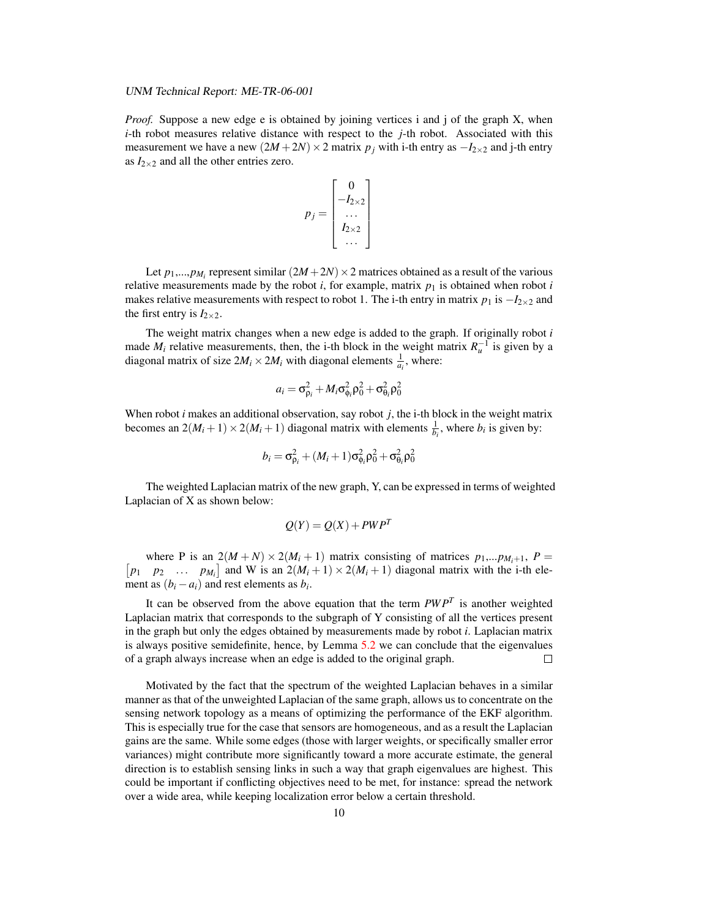*Proof.* Suppose a new edge e is obtained by joining vertices i and j of the graph X, when $i$-th robot measures relative distance with respect to the $j$-th robot. Associated with this measurement we have a new $(2M+2N)\times 2$ matrix $p_j$ with i-th entry as $-I_{2\times 2}$ and j-th entry as $I_{2\times 2}$ and all the other entries zero.

$$p_j = \begin{bmatrix} 0 \\ -I_{2\times 2} \\ \dots \\ I_{2\times 2} \\ \dots \end{bmatrix}$$

Let $p_1,...,p_{M_i}$ represent similar $(2M+2N)\times 2$ matrices obtained as a result of the various relative measurements made by the robot $i$, for example, matrix $p_1$ is obtained when robot $i$ makes relative measurements with respect to robot 1. The i-th entry in matrix $p_1$ is $-I_{2\times 2}$ and the first entry is $I_{2\times 2}$.

The weight matrix changes when a new edge is added to the graph. If originally robot $i$ made $M_i$ relative measurements, then, the i-th block in the weight matrix $R_u^{-1}$ is given by a diagonal matrix of size $2M_i \times 2M_i$ with diagonal elements $\frac{1}{a_i}$, where:

$$a_i = \sigma_{\rho_i}^2 + M_i \sigma_{\phi_i}^2 \rho_0^2 + \sigma_{\theta_i}^2 \rho_0^2$$

When robot $i$ makes an additional observation, say robot $j$, the i-th block in the weight matrix becomes an $2(M_i+1)\times 2(M_i+1)$ diagonal matrix with elements $\frac{1}{b_i}$, where $b_i$ is given by:

$$b_i = \sigma_{\rho_i}^2 + (M_i+1)\sigma_{\phi_i}^2 \rho_0^2 + \sigma_{\theta_i}^2 \rho_0^2$$

The weighted Laplacian matrix of the new graph, Y, can be expressed in terms of weighted Laplacian of X as shown below:

$$Q(Y) = Q(X) + PWP^T$$

where P is an $2(M+N)\times 2(M_i+1)$ matrix consisting of matrices $p_1,...p_{M_i+1}$, $P = \begin{bmatrix} p_1 & p_2 & \dots & p_{M_i} \end{bmatrix}$ and W is an $2(M_i+1)\times 2(M_i+1)$ diagonal matrix with the i-th element as $(b_i - a_i)$ and rest elements as $b_i$.

It can be observed from the above equation that the term $PWP^T$ is another weighted Laplacian matrix that corresponds to the subgraph of Y consisting of all the vertices present in the graph but only the edges obtained by measurements made by robot $i$. Laplacian matrix is always positive semidefinite, hence, by Lemma 5.2 we can conclude that the eigenvalues of a graph always increase when an edge is added to the original graph. □

Motivated by the fact that the spectrum of the weighted Laplacian behaves in a similar manner as that of the unweighted Laplacian of the same graph, allows us to concentrate on the sensing network topology as a means of optimizing the performance of the EKF algorithm. This is especially true for the case that sensors are homogeneous, and as a result the Laplacian gains are the same. While some edges (those with larger weights, or specifically smaller error variances) might contribute more significantly toward a more accurate estimate, the general direction is to establish sensing links in such a way that graph eigenvalues are highest. This could be important if conflicting objectives need to be met, for instance: spread the network over a wide area, while keeping localization error below a certain threshold.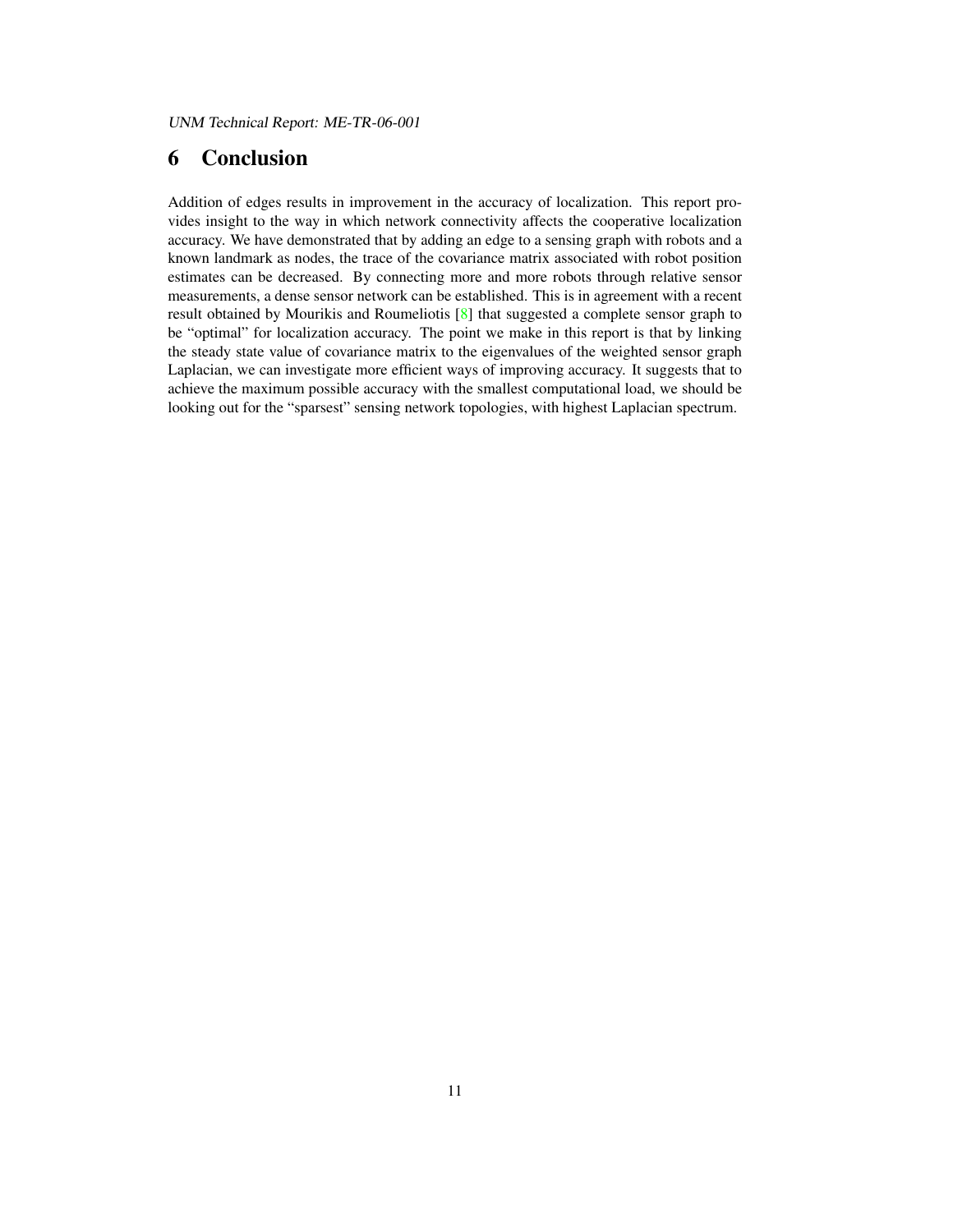# 6 Conclusion

Addition of edges results in improvement in the accuracy of localization. This report provides insight to the way in which network connectivity affects the cooperative localization accuracy. We have demonstrated that by adding an edge to a sensing graph with robots and a known landmark as nodes, the trace of the covariance matrix associated with robot position estimates can be decreased. By connecting more and more robots through relative sensor measurements, a dense sensor network can be established. This is in agreement with a recent result obtained by Mourikis and Roumeliotis [8] that suggested a complete sensor graph to be "optimal" for localization accuracy. The point we make in this report is that by linking the steady state value of covariance matrix to the eigenvalues of the weighted sensor graph Laplacian, we can investigate more efficient ways of improving accuracy. It suggests that to achieve the maximum possible accuracy with the smallest computational load, we should be looking out for the "sparsest" sensing network topologies, with highest Laplacian spectrum.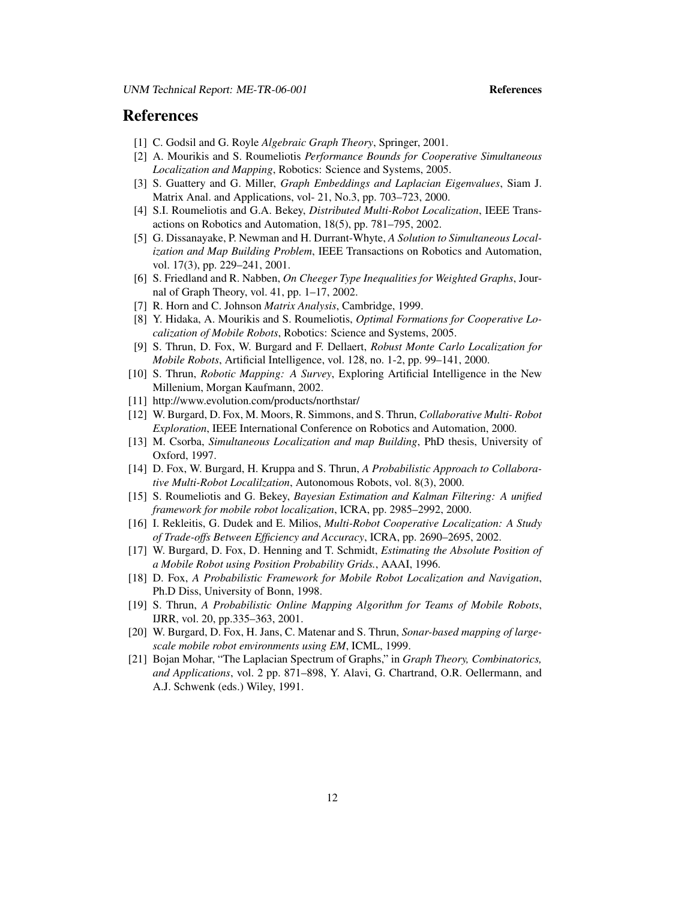# References

[1] C. Godsil and G. Royle *Algebraic Graph Theory*, Springer, 2001.

[2] A. Mourikis and S. Roumeliotis *Performance Bounds for Cooperative Simultaneous Localization and Mapping*, Robotics: Science and Systems, 2005.

[3] S. Guattery and G. Miller, *Graph Embeddings and Laplacian Eigenvalues*, Siam J. Matrix Anal. and Applications, vol- 21, No.3, pp. 703–723, 2000.

[4] S.I. Roumeliotis and G.A. Bekey, *Distributed Multi-Robot Localization*, IEEE Transactions on Robotics and Automation, 18(5), pp. 781–795, 2002.

[5] G. Dissanayake, P. Newman and H. Durrant-Whyte, *A Solution to Simultaneous Localization and Map Building Problem*, IEEE Transactions on Robotics and Automation, vol. 17(3), pp. 229–241, 2001.

[6] S. Friedland and R. Nabben, *On Cheeger Type Inequalities for Weighted Graphs*, Journal of Graph Theory, vol. 41, pp. 1–17, 2002.

[7] R. Horn and C. Johnson *Matrix Analysis*, Cambridge, 1999.

[8] Y. Hidaka, A. Mourikis and S. Roumeliotis, *Optimal Formations for Cooperative Localization of Mobile Robots*, Robotics: Science and Systems, 2005.

[9] S. Thrun, D. Fox, W. Burgard and F. Dellaert, *Robust Monte Carlo Localization for Mobile Robots*, Artificial Intelligence, vol. 128, no. 1-2, pp. 99–141, 2000.

[10] S. Thrun, *Robotic Mapping: A Survey*, Exploring Artificial Intelligence in the New Millenium, Morgan Kaufmann, 2002.

[11] http://www.evolution.com/products/northstar/

[12] W. Burgard, D. Fox, M. Moors, R. Simmons, and S. Thrun, *Collaborative Multi- Robot Exploration*, IEEE International Conference on Robotics and Automation, 2000.

[13] M. Csorba, *Simultaneous Localization and map Building*, PhD thesis, University of Oxford, 1997.

[14] D. Fox, W. Burgard, H. Kruppa and S. Thrun, *A Probabilistic Approach to Collaborative Multi-Robot Localilzation*, Autonomous Robots, vol. 8(3), 2000.

[15] S. Roumeliotis and G. Bekey, *Bayesian Estimation and Kalman Filtering: A unified framework for mobile robot localization*, ICRA, pp. 2985–2992, 2000.

[16] I. Rekleitis, G. Dudek and E. Milios, *Multi-Robot Cooperative Localization: A Study of Trade-offs Between Efficiency and Accuracy*, ICRA, pp. 2690–2695, 2002.

[17] W. Burgard, D. Fox, D. Henning and T. Schmidt, *Estimating the Absolute Position of a Mobile Robot using Position Probability Grids.*, AAAI, 1996.

[18] D. Fox, *A Probabilistic Framework for Mobile Robot Localization and Navigation*, Ph.D Diss, University of Bonn, 1998.

[19] S. Thrun, *A Probabilistic Online Mapping Algorithm for Teams of Mobile Robots*, IJRR, vol. 20, pp.335–363, 2001.

[20] W. Burgard, D. Fox, H. Jans, C. Matenar and S. Thrun, *Sonar-based mapping of large-scale mobile robot environments using EM*, ICML, 1999.

[21] Bojan Mohar, "The Laplacian Spectrum of Graphs," in *Graph Theory, Combinatorics, and Applications*, vol. 2 pp. 871–898, Y. Alavi, G. Chartrand, O.R. Oellermann, and A.J. Schwenk (eds.) Wiley, 1991.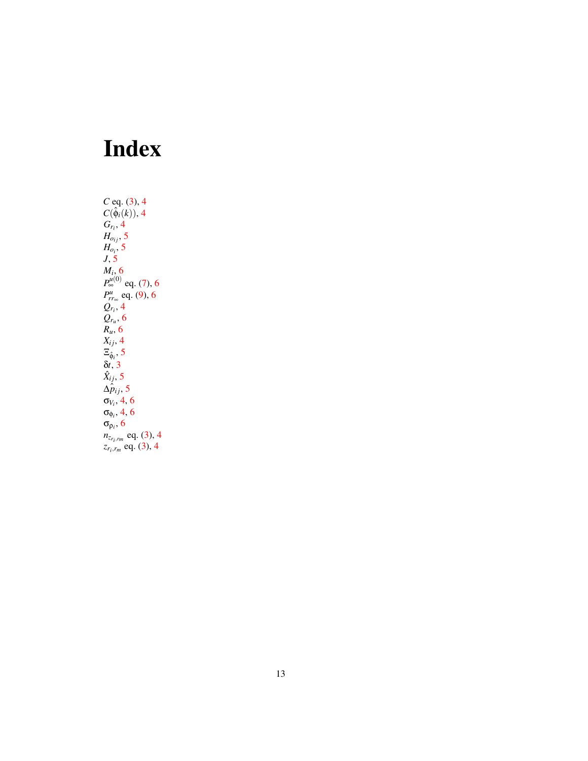# Index

$C$ eq. (3), 4
$C(\hat{\phi}_i(k))$, 4
$G_{r_i}$, 4
$H_{o_{ij}}$, 5
$H_{o_i}$, 5
$J$, 5
$M_i$, 6
$P_\infty^{u(0)}$ eq. (7), 6
$P_{rr_\infty}^u$ eq. (9), 6
$Q_{r_i}$, 4
$Q_{r_u}$, 6
$R_u$, 6
$X_{ij}$, 4
$\Xi_{\hat{\phi}_i}$, 5
$\delta t$, 3
$\hat{X}_{ij}$, 5
$\Delta\hat{p}_{ij}$, 5
$\sigma_{V_i}$, 4, 6
$\sigma_{\phi_i}$, 4, 6
$\sigma_{\rho_i}$, 6
$n_{z_{r_i,rm}}$ eq. (3), 4
$z_{r_i,rm}$ eq. (3), 4